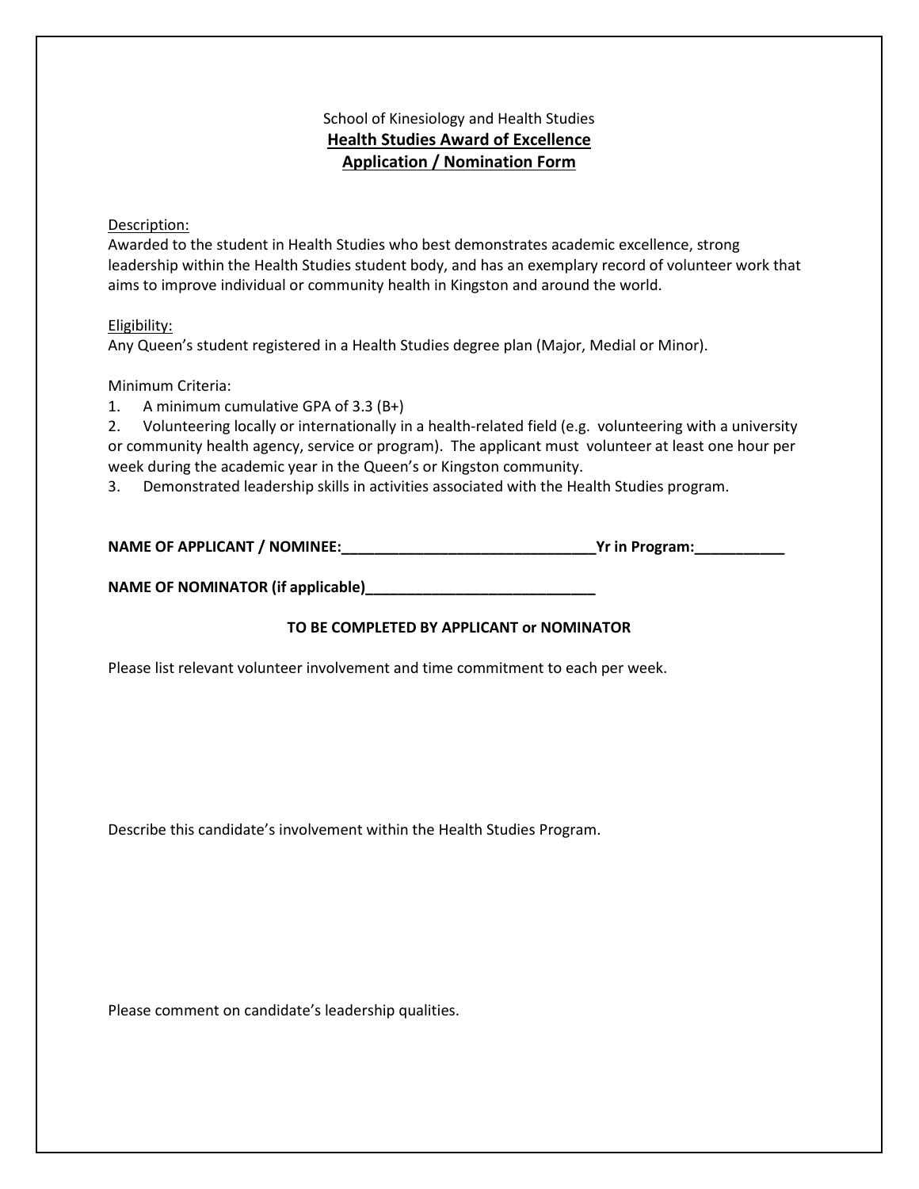School of Kinesiology and Health Studies

**Health Studies Award of Excellence**

**Application / Nomination Form**

Description:

Awarded to the student in Health Studies who best demonstrates academic excellence, strong leadership within the Health Studies student body, and has an exemplary record of volunteer work that aims to improve individual or community health in Kingston and around the world.

Eligibility:

Any Queen's student registered in a Health Studies degree plan (Major, Medial or Minor).

Minimum Criteria:

1. A minimum cumulative GPA of 3.3 (B+)
2. Volunteering locally or internationally in a health-related field (e.g. volunteering with a university or community health agency, service or program). The applicant must volunteer at least one hour per week during the academic year in the Queen's or Kingston community.
3. Demonstrated leadership skills in activities associated with the Health Studies program.

**NAME OF APPLICANT / NOMINEE:_______________________________Yr in Program:___________**

**NAME OF NOMINATOR (if applicable)____________________________**

**TO BE COMPLETED BY APPLICANT or NOMINATOR**

Please list relevant volunteer involvement and time commitment to each per week.

Describe this candidate's involvement within the Health Studies Program.

Please comment on candidate's leadership qualities.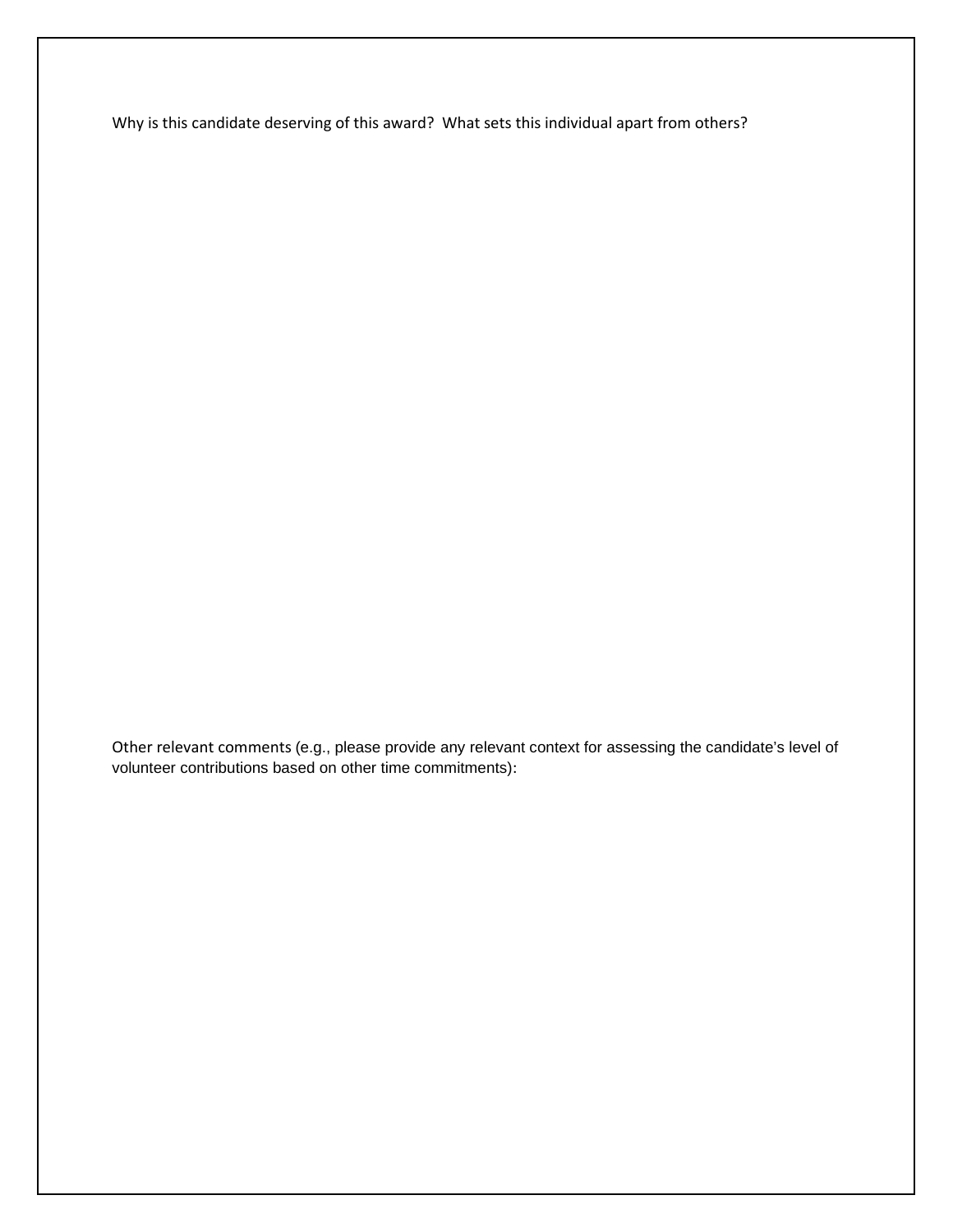Why is this candidate deserving of this award? What sets this individual apart from others?

Other relevant comments (e.g., please provide any relevant context for assessing the candidate's level of volunteer contributions based on other time commitments):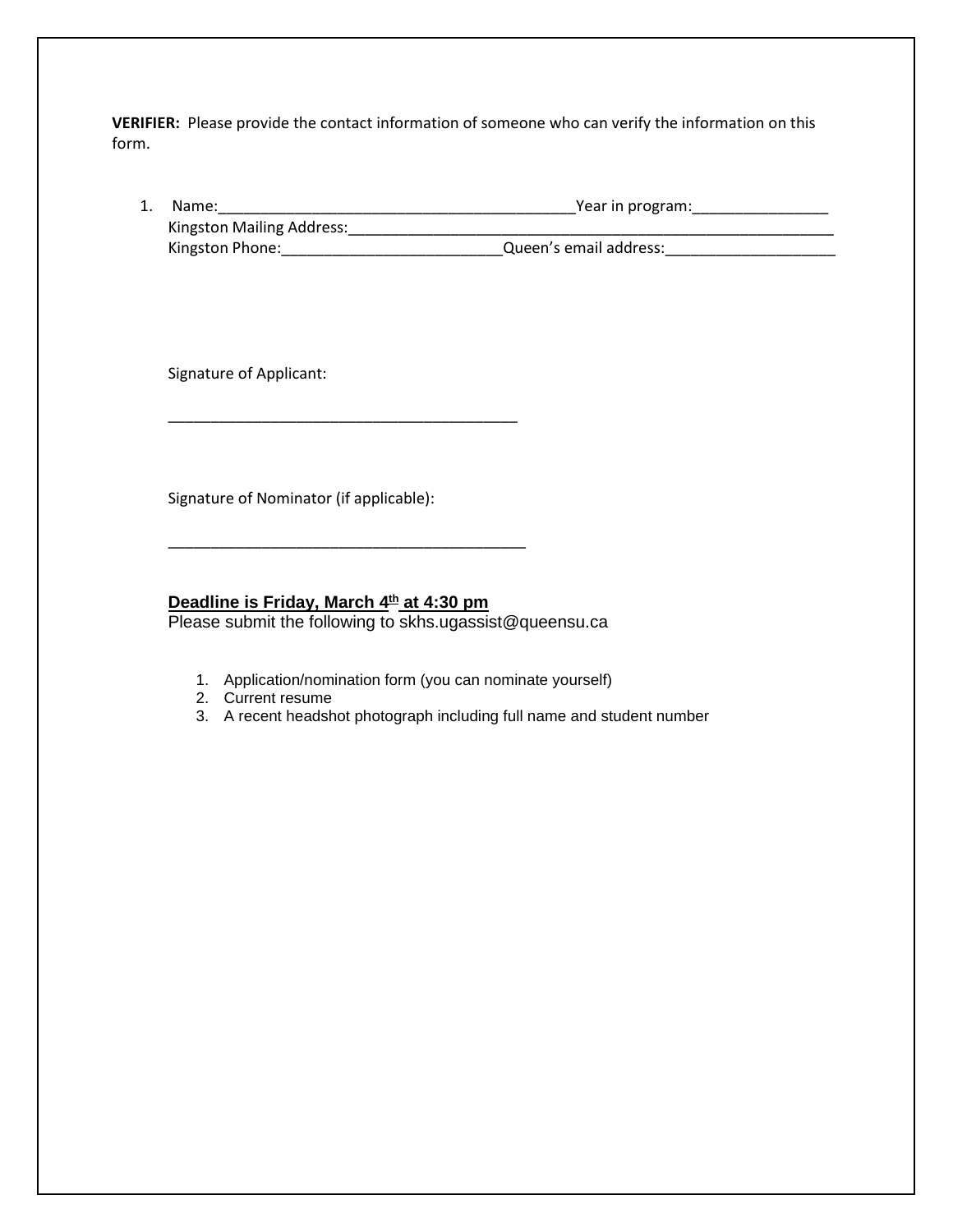**VERIFIER:** Please provide the contact information of someone who can verify the information on this form.

1. Name:___________________________________________Year in program:________________
   Kingston Mailing Address:____________________________________________________________
   Kingston Phone:__________________________Queen's email address:____________________

Signature of Applicant:

_________________________________________

Signature of Nominator (if applicable):

__________________________________________

**Deadline is Friday, March 4th at 4:30 pm**

Please submit the following to skhs.ugassist@queensu.ca

1. Application/nomination form (you can nominate yourself)
2. Current resume
3. A recent headshot photograph including full name and student number